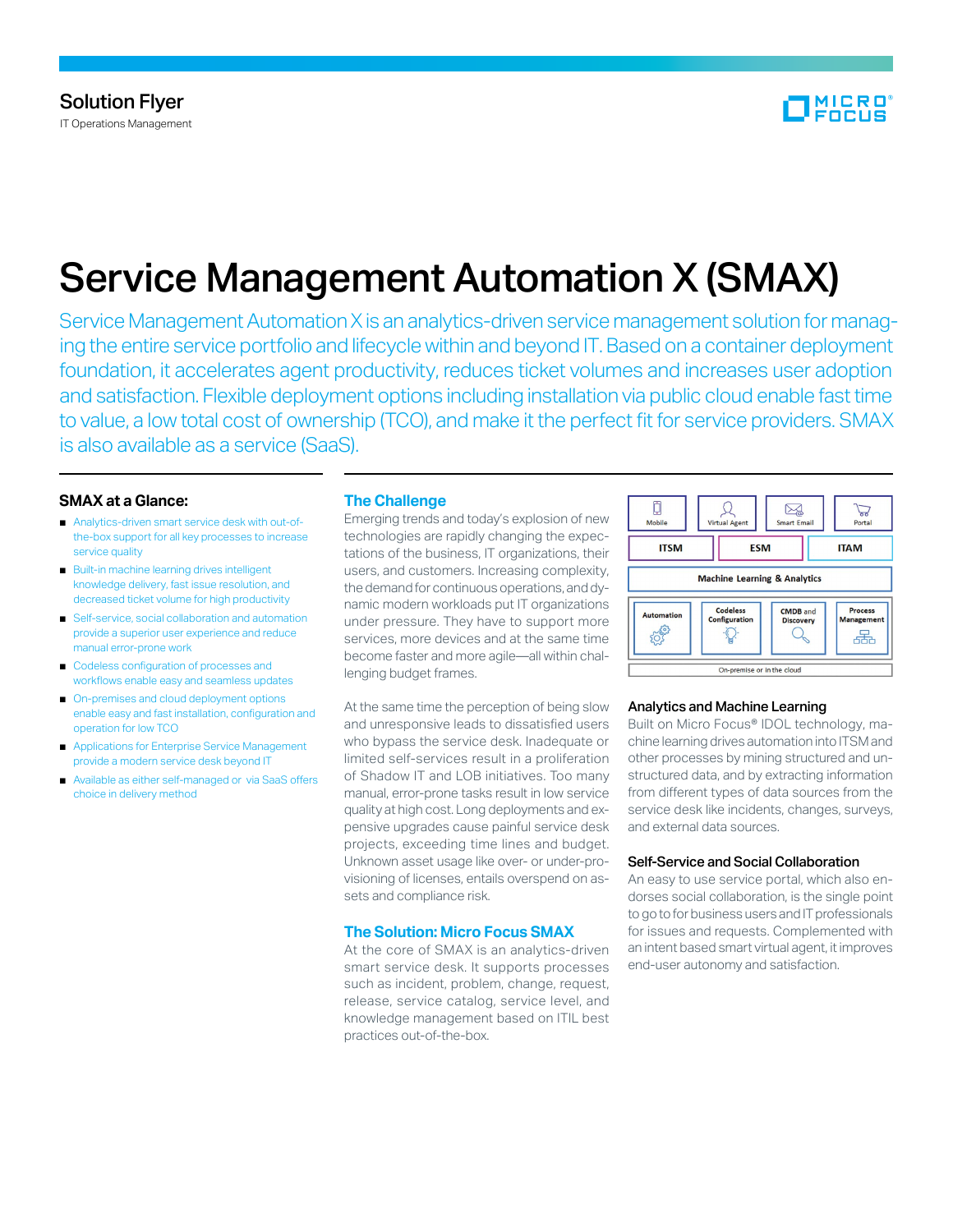Solution Flyer

IT Operations Management

# Service Management Automation X (SMAX)

Service Management Automation X is an analytics-driven service management solution for managing the entire service portfolio and lifecycle within and beyond IT. Based on a container deployment foundation, it accelerates agent productivity, reduces ticket volumes and increases user adoption and satisfaction. Flexible deployment options including installation via public cloud enable fast time to value, a low total cost of ownership (TCO), and make it the perfect fit for service providers. SMAX is also available as a service (SaaS).

**SMAX at a Glance:**

- Analytics-driven smart service desk with out-of-the-box support for all key processes to increase service quality
- Built-in machine learning drives intelligent knowledge delivery, fast issue resolution, and decreased ticket volume for high productivity
- Self-service, social collaboration and automation provide a superior user experience and reduce manual error-prone work
- Codeless configuration of processes and workflows enable easy and seamless updates
- On-premises and cloud deployment options enable easy and fast installation, configuration and operation for low TCO
- Applications for Enterprise Service Management provide a modern service desk beyond IT
- Available as either self-managed or via SaaS offers choice in delivery method

## The Challenge

Emerging trends and today's explosion of new technologies are rapidly changing the expectations of the business, IT organizations, their users, and customers. Increasing complexity, the demand for continuous operations, and dynamic modern workloads put IT organizations under pressure. They have to support more services, more devices and at the same time become faster and more agile—all within challenging budget frames.

At the same time the perception of being slow and unresponsive leads to dissatisfied users who bypass the service desk. Inadequate or limited self-services result in a proliferation of Shadow IT and LOB initiatives. Too many manual, error-prone tasks result in low service quality at high cost. Long deployments and expensive upgrades cause painful service desk projects, exceeding time lines and budget. Unknown asset usage like over- or under-provisioning of licenses, entails overspend on assets and compliance risk.

## The Solution: Micro Focus SMAX

At the core of SMAX is an analytics-driven smart service desk. It supports processes such as incident, problem, change, request, release, service catalog, service level, and knowledge management based on ITIL best practices out-of-the-box.

Mobile | Virtual Agent | Smart Email | Portal

ITSM | ESM | ITAM

Machine Learning & Analytics

Automation | Codeless Configuration | CMDB and Discovery | Process Management

On-premise or in the cloud

### Analytics and Machine Learning

Built on Micro Focus® IDOL technology, machine learning drives automation into ITSM and other processes by mining structured and unstructured data, and by extracting information from different types of data sources from the service desk like incidents, changes, surveys, and external data sources.

### Self-Service and Social Collaboration

An easy to use service portal, which also endorses social collaboration, is the single point to go to for business users and IT professionals for issues and requests. Complemented with an intent based smart virtual agent, it improves end-user autonomy and satisfaction.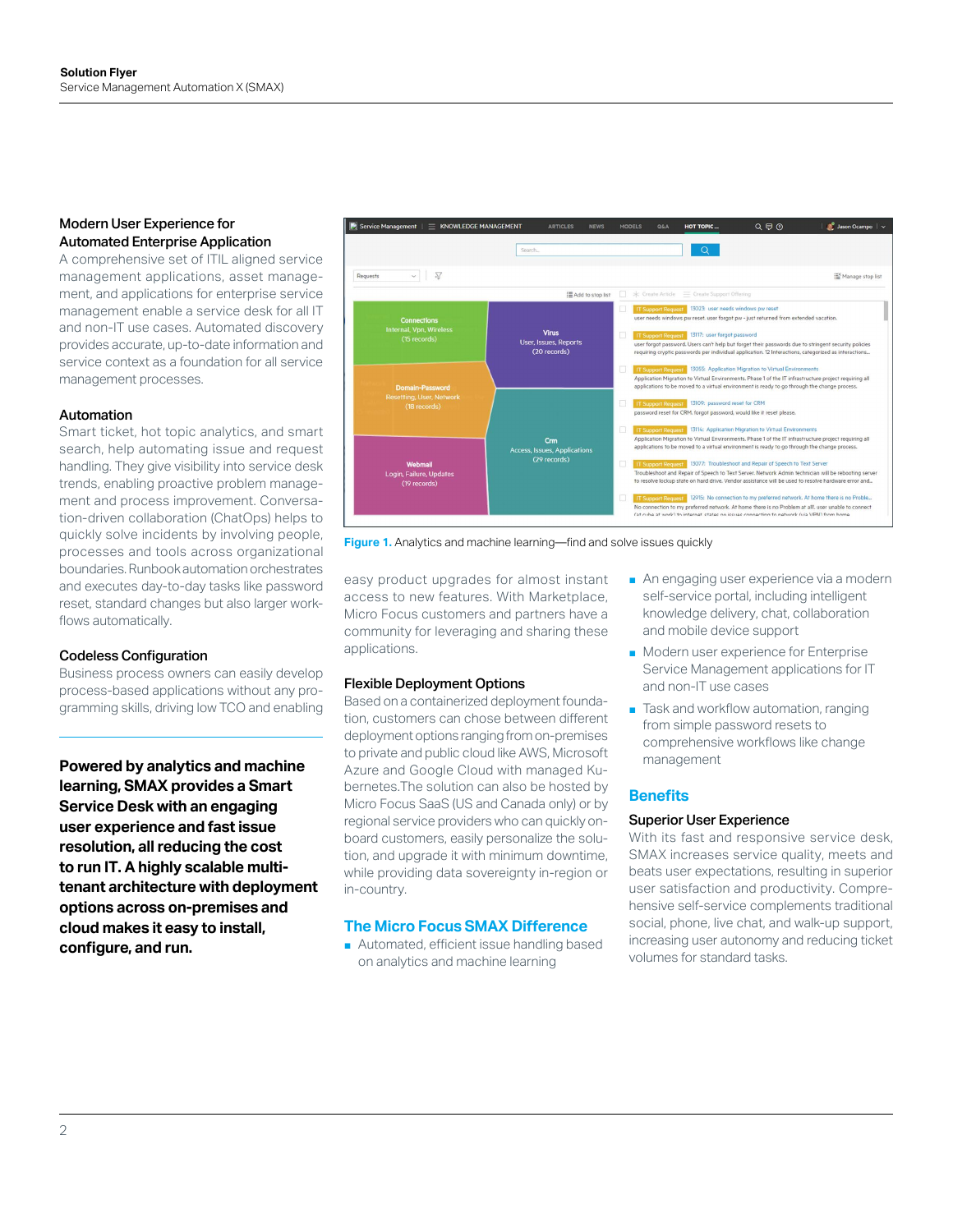## Modern User Experience for Automated Enterprise Application

A comprehensive set of ITIL aligned service management applications, asset management, and applications for enterprise service management enable a service desk for all IT and non-IT use cases. Automated discovery provides accurate, up-to-date information and service context as a foundation for all service management processes.

## Automation

Smart ticket, hot topic analytics, and smart search, help automating issue and request handling. They give visibility into service desk trends, enabling proactive problem management and process improvement. Conversation-driven collaboration (ChatOps) helps to quickly solve incidents by involving people, processes and tools across organizational boundaries. Runbook automation orchestrates and executes day-to-day tasks like password reset, standard changes but also larger workflows automatically.

## Codeless Configuration

Business process owners can easily develop process-based applications without any programming skills, driving low TCO and enabling easy product upgrades for almost instant access to new features. With Marketplace, Micro Focus customers and partners have a community for leveraging and sharing these applications.

**Powered by analytics and machine learning, SMAX provides a Smart Service Desk with an engaging user experience and fast issue resolution, all reducing the cost to run IT. A highly scalable multi-tenant architecture with deployment options across on-premises and cloud makes it easy to install, configure, and run.**

**Figure 1.** Analytics and machine learning—find and solve issues quickly

## Flexible Deployment Options

Based on a containerized deployment foundation, customers can chose between different deployment options ranging from on-premises to private and public cloud like AWS, Microsoft Azure and Google Cloud with managed Kubernetes. The solution can also be hosted by Micro Focus SaaS (US and Canada only) or by regional service providers who can quickly onboard customers, easily personalize the solution, and upgrade it with minimum downtime, while providing data sovereignty in-region or in-country.

## The Micro Focus SMAX Difference

- Automated, efficient issue handling based on analytics and machine learning
- An engaging user experience via a modern self-service portal, including intelligent knowledge delivery, chat, collaboration and mobile device support
- Modern user experience for Enterprise Service Management applications for IT and non-IT use cases
- Task and workflow automation, ranging from simple password resets to comprehensive workflows like change management

## Benefits

### Superior User Experience

With its fast and responsive service desk, SMAX increases service quality, meets and beats user expectations, resulting in superior user satisfaction and productivity. Comprehensive self-service complements traditional social, phone, live chat, and walk-up support, increasing user autonomy and reducing ticket volumes for standard tasks.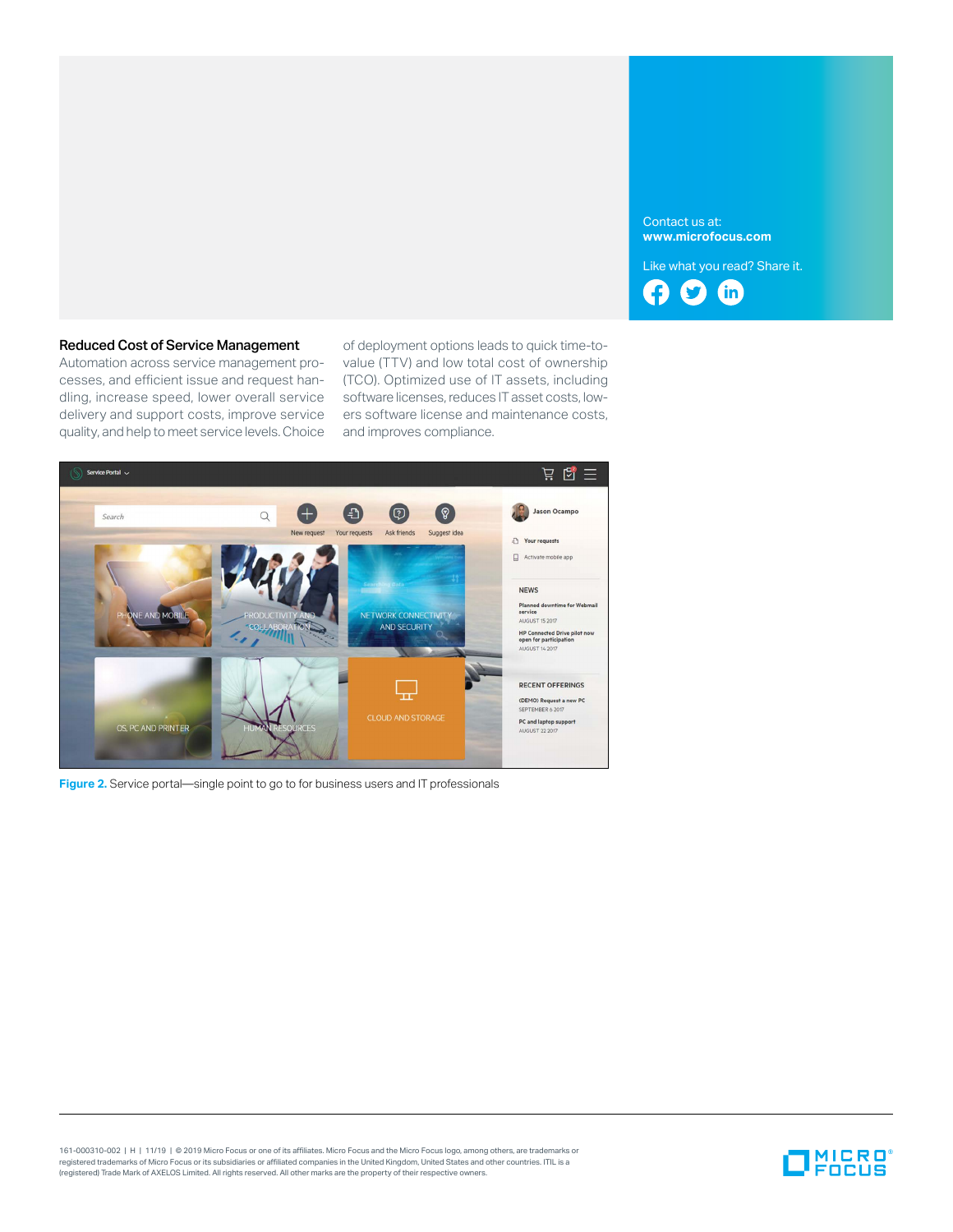Contact us at:
**www.microfocus.com**

Like what you read? Share it.

### Reduced Cost of Service Management

Automation across service management processes, and efficient issue and request handling, increase speed, lower overall service delivery and support costs, improve service quality, and help to meet service levels. Choice of deployment options leads to quick time-to-value (TTV) and low total cost of ownership (TCO). Optimized use of IT assets, including software licenses, reduces IT asset costs, lowers software license and maintenance costs, and improves compliance.

**Figure 2.** Service portal—single point to go to for business users and IT professionals

161-000310-002 | H | 11/19 | © 2019 Micro Focus or one of its affiliates. Micro Focus and the Micro Focus logo, among others, are trademarks or registered trademarks of Micro Focus or its subsidiaries or affiliated companies in the United Kingdom, United States and other countries. ITIL is a (registered) Trade Mark of AXELOS Limited. All rights reserved. All other marks are the property of their respective owners.